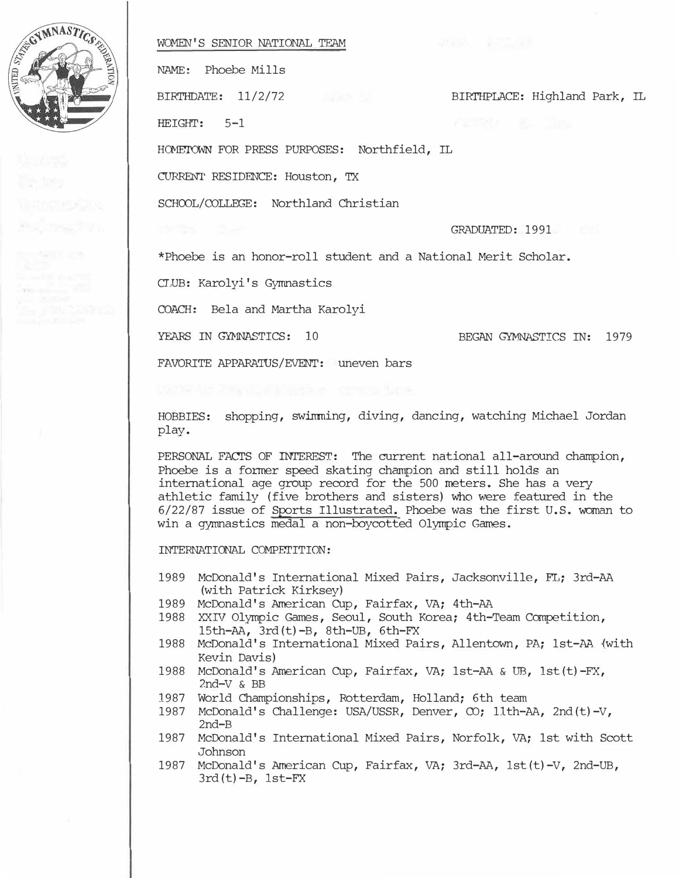## WOMEN'S SENIOR NATIONAL TEAM

NAME: Phoebe Mills

BIRTHDATE: 11/2/72 BIRTHPLACE: Highland Park, IL

HEIGHT: 5-1

HOMETOWN FOR PRESS PURPOSES: Northfield, IL

CURRENT RESIDENCE: Houston, TX

SCHOOL/COLLEGE: Northland Christian

GRADUATED: 1991

*Phoebe is an honor-roll student and a National Merit Scholar.

CLUB: Karolyi's Gymnastics

COACH: Bela and Martha Karolyi

YEARS IN GYMNASTICS: 10 BEGAN GYMNASTICS IN: 1979

FAVORITE APPARATUS/EVENT: uneven bars

HOBBIES: shopping, swimming, diving, dancing, watching Michael Jordan play.

PERSONAL FACTS OF INTEREST: The current national all-around champion, Phoebe is a former speed skating champion and still holds an international age group record for the 500 meters. She has a very athletic family (five brothers and sisters) who were featured in the 6/22/87 issue of Sports Illustrated. Phoebe was the first U.S. woman to win a gymnastics medal a non-boycotted Olympic Games.

INTERNATIONAL COMPETITION:

- 1989 McDonald's International Mixed Pairs, Jacksonville, FL; 3rd-AA (with Patrick Kirksey)
- 1989 McDonald's American Cup, Fairfax, VA; 4th-AA
- 1988 XXIV Olympic Games, Seoul, South Korea; 4th-Team Competition, 15th-AA, 3rd(t)-B, 8th-UB, 6th-FX
- 1988 McDonald's International Mixed Pairs, Allentown, PA; 1st-AA (with Kevin Davis)
- 1988 McDonald's American Cup, Fairfax, VA; 1st-AA & UB, 1st(t)-FX, 2nd-V & BB
- 1987 World Championships, Rotterdam, Holland; 6th team
- 1987 McDonald's Challenge: USA/USSR, Denver, CO; 11th-AA, 2nd(t)-V, 2nd-B
- 1987 McDonald's International Mixed Pairs, Norfolk, VA; 1st with Scott Johnson
- 1987 McDonald's American Cup, Fairfax, VA; 3rd-AA, 1st(t)-V, 2nd-UB, 3rd(t)-B, 1st-FX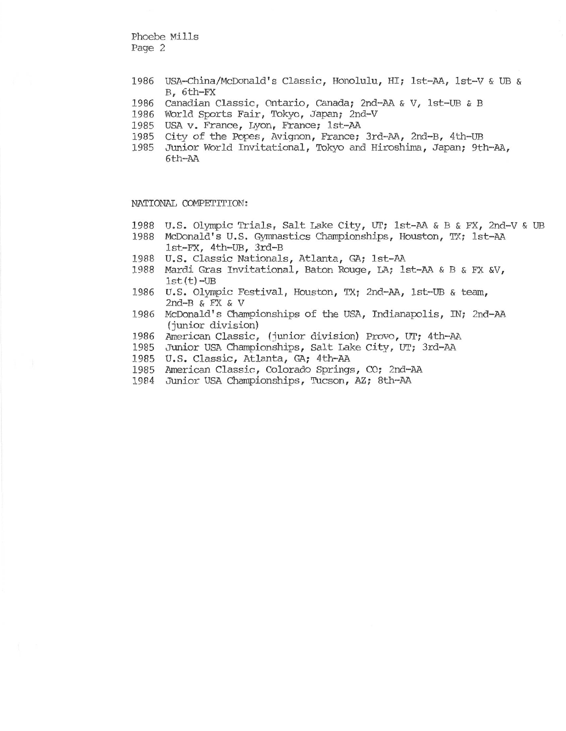1986 USA-China/McDonald's Classic, Honolulu, HI; 1st-AA, 1st-V & UB & B, 6th-FX
1986 Canadian Classic, Ontario, Canada; 2nd-AA & V, 1st-UB & B
1986 World Sports Fair, Tokyo, Japan; 2nd-V
1985 USA v. France, Lyon, France; 1st-AA
1985 City of the Popes, Avignon, France; 3rd-AA, 2nd-B, 4th-UB
1985 Junior World Invitational, Tokyo and Hiroshima, Japan; 9th-AA, 6th-AA

NATIONAL COMPETITION:

1988 U.S. Olympic Trials, Salt Lake City, UT; 1st-AA & B & FX, 2nd-V & UB
1988 McDonald's U.S. Gymnastics Championships, Houston, TX; 1st-AA 1st-FX, 4th-UB, 3rd-B
1988 U.S. Classic Nationals, Atlanta, GA; 1st-AA
1988 Mardi Gras Invitational, Baton Rouge, LA; 1st-AA & B & FX &V, 1st(t)-UB
1986 U.S. Olympic Festival, Houston, TX; 2nd-AA, 1st-UB & team, 2nd-B & FX & V
1986 McDonald's Championships of the USA, Indianapolis, IN; 2nd-AA (junior division)
1986 American Classic, (junior division) Provo, UT; 4th-AA
1985 Junior USA Championships, Salt Lake City, UT; 3rd-AA
1985 U.S. Classic, Atlanta, GA; 4th-AA
1985 American Classic, Colorado Springs, CO; 2nd-AA
1984 Junior USA Championships, Tucson, AZ; 8th-AA